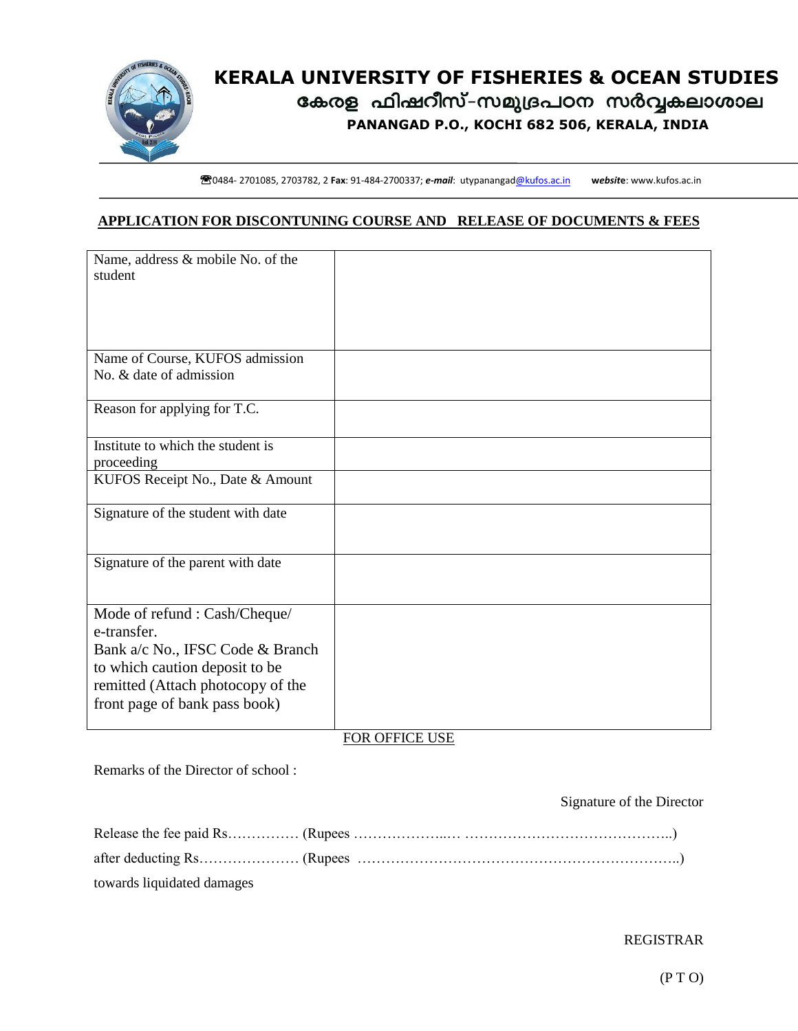# KERALA UNIVERSITY OF FISHERIES & OCEAN STUDIES

## കേരള ഫിഷറീസ്-സമുദ്രപഠന സർവ്വകലാശാല

**PANANGAD P.O., KOCHI 682 506, KERALA, INDIA**

☎0484- 2701085, 2703782, 2 **Fax**: 91-484-2700337; ***e-mail***: utypanangad@kufos.ac.in ***website***: www.kufos.ac.in

**APPLICATION FOR DISCONTUNING COURSE AND RELEASE OF DOCUMENTS & FEES**

| | |
|---|---|
| Name, address & mobile No. of the student | |
| Name of Course, KUFOS admission No. & date of admission | |
| Reason for applying for T.C. | |
| Institute to which the student is proceeding | |
| KUFOS Receipt No., Date & Amount | |
| Signature of the student with date | |
| Signature of the parent with date | |
| Mode of refund : Cash/Cheque/ e-transfer. Bank a/c No., IFSC Code & Branch to which caution deposit to be remitted (Attach photocopy of the front page of bank pass book) | |

FOR OFFICE USE

Remarks of the Director of school :

Signature of the Director

Release the fee paid Rs…………… (Rupees ………………..… ……………………………………..)

after deducting Rs………………… (Rupees ………………………………………………………..)

towards liquidated damages

REGISTRAR

(P T O)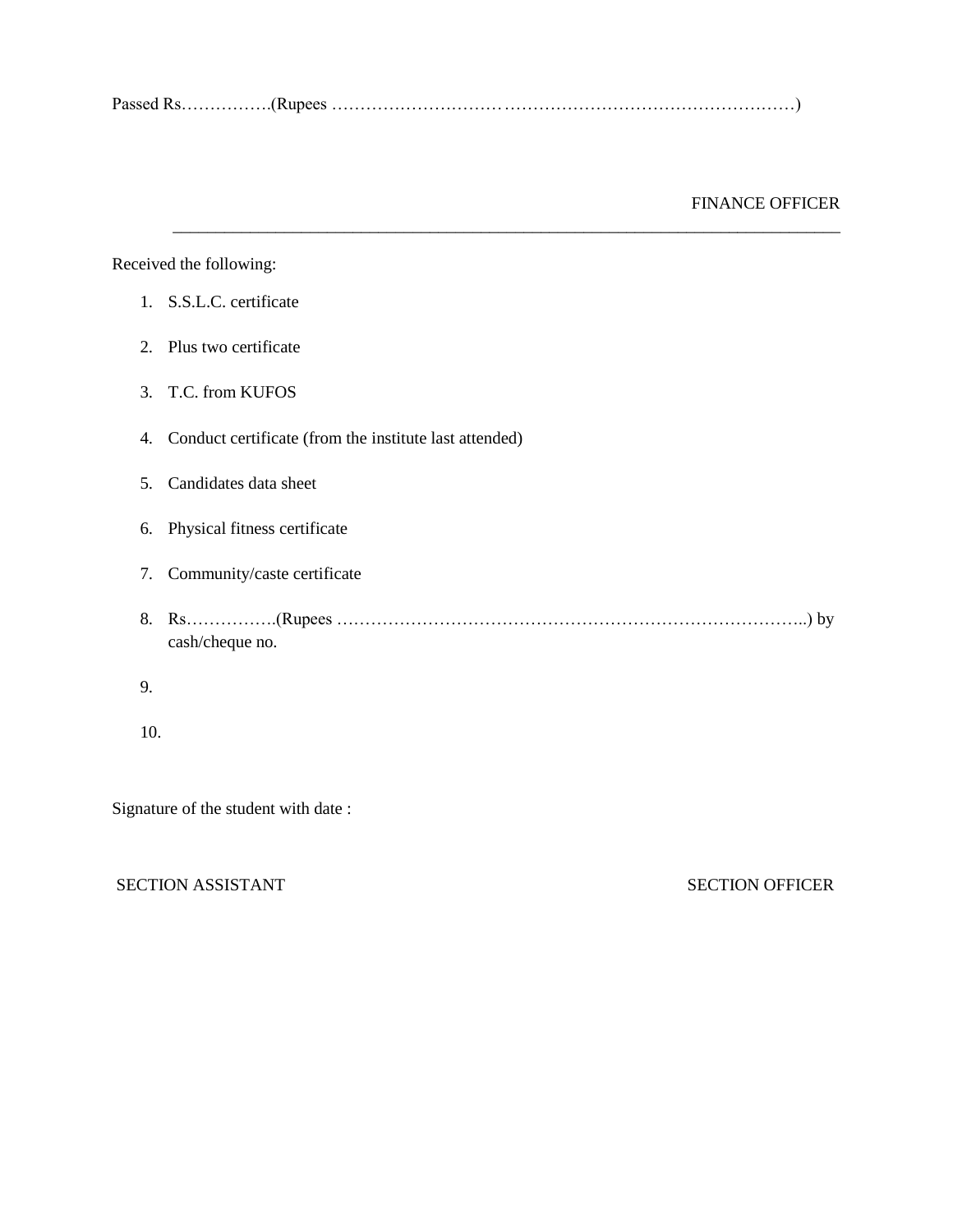Passed Rs…………….(Rupees …………………………………………………………………………)

FINANCE OFFICER

---

Received the following:

1. S.S.L.C. certificate
2. Plus two certificate
3. T.C. from KUFOS
4. Conduct certificate (from the institute last attended)
5. Candidates data sheet
6. Physical fitness certificate
7. Community/caste certificate
8. Rs…………….(Rupees …………………………………………………………………………..) by cash/cheque no.
9. 
10. 

Signature of the student with date :

SECTION ASSISTANT SECTION OFFICER